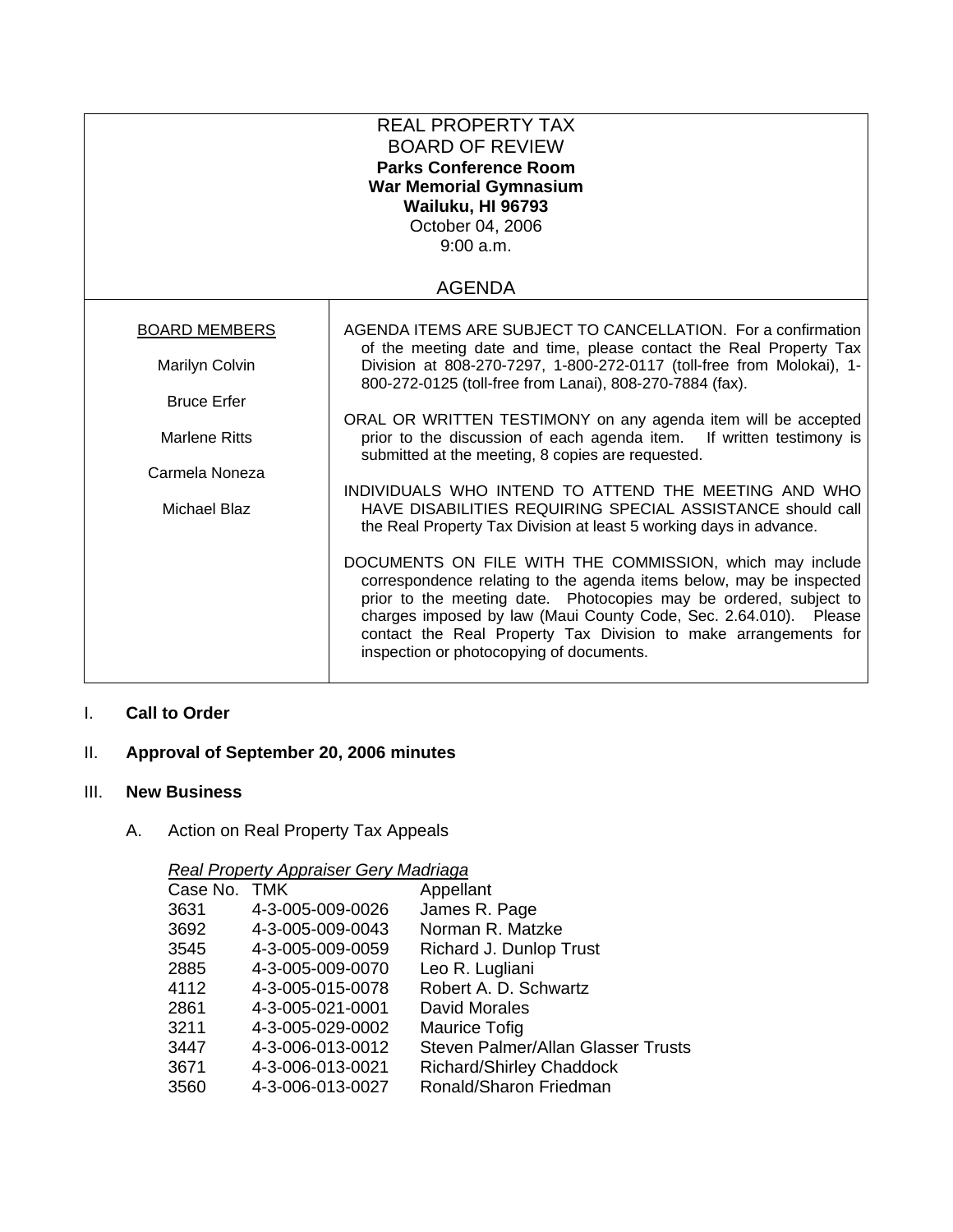# REAL PROPERTY TAX
# BOARD OF REVIEW

**Parks Conference Room**
**War Memorial Gymnasium**
**Wailuku, HI 96793**
October 04, 2006
9:00 a.m.

## AGENDA

| BOARD MEMBERS | |
|---|---|
| Marilyn Colvin<br>Bruce Erfer<br>Marlene Ritts<br>Carmela Noneza<br>Michael Blaz | AGENDA ITEMS ARE SUBJECT TO CANCELLATION. For a confirmation of the meeting date and time, please contact the Real Property Tax Division at 808-270-7297, 1-800-272-0117 (toll-free from Molokai), 1-800-272-0125 (toll-free from Lanai), 808-270-7884 (fax).<br><br>ORAL OR WRITTEN TESTIMONY on any agenda item will be accepted prior to the discussion of each agenda item. If written testimony is submitted at the meeting, 8 copies are requested.<br><br>INDIVIDUALS WHO INTEND TO ATTEND THE MEETING AND WHO HAVE DISABILITIES REQUIRING SPECIAL ASSISTANCE should call the Real Property Tax Division at least 5 working days in advance.<br><br>DOCUMENTS ON FILE WITH THE COMMISSION, which may include correspondence relating to the agenda items below, may be inspected prior to the meeting date. Photocopies may be ordered, subject to charges imposed by law (Maui County Code, Sec. 2.64.010). Please contact the Real Property Tax Division to make arrangements for inspection or photocopying of documents. |

I. **Call to Order**

II. **Approval of September 20, 2006 minutes**

III. **New Business**

A. Action on Real Property Tax Appeals

*Real Property Appraiser Gery Madriaga*

| Case No. | TMK | Appellant |
|---|---|---|
| 3631 | 4-3-005-009-0026 | James R. Page |
| 3692 | 4-3-005-009-0043 | Norman R. Matzke |
| 3545 | 4-3-005-009-0059 | Richard J. Dunlop Trust |
| 2885 | 4-3-005-009-0070 | Leo R. Lugliani |
| 4112 | 4-3-005-015-0078 | Robert A. D. Schwartz |
| 2861 | 4-3-005-021-0001 | David Morales |
| 3211 | 4-3-005-029-0002 | Maurice Tofig |
| 3447 | 4-3-006-013-0012 | Steven Palmer/Allan Glasser Trusts |
| 3671 | 4-3-006-013-0021 | Richard/Shirley Chaddock |
| 3560 | 4-3-006-013-0027 | Ronald/Sharon Friedman |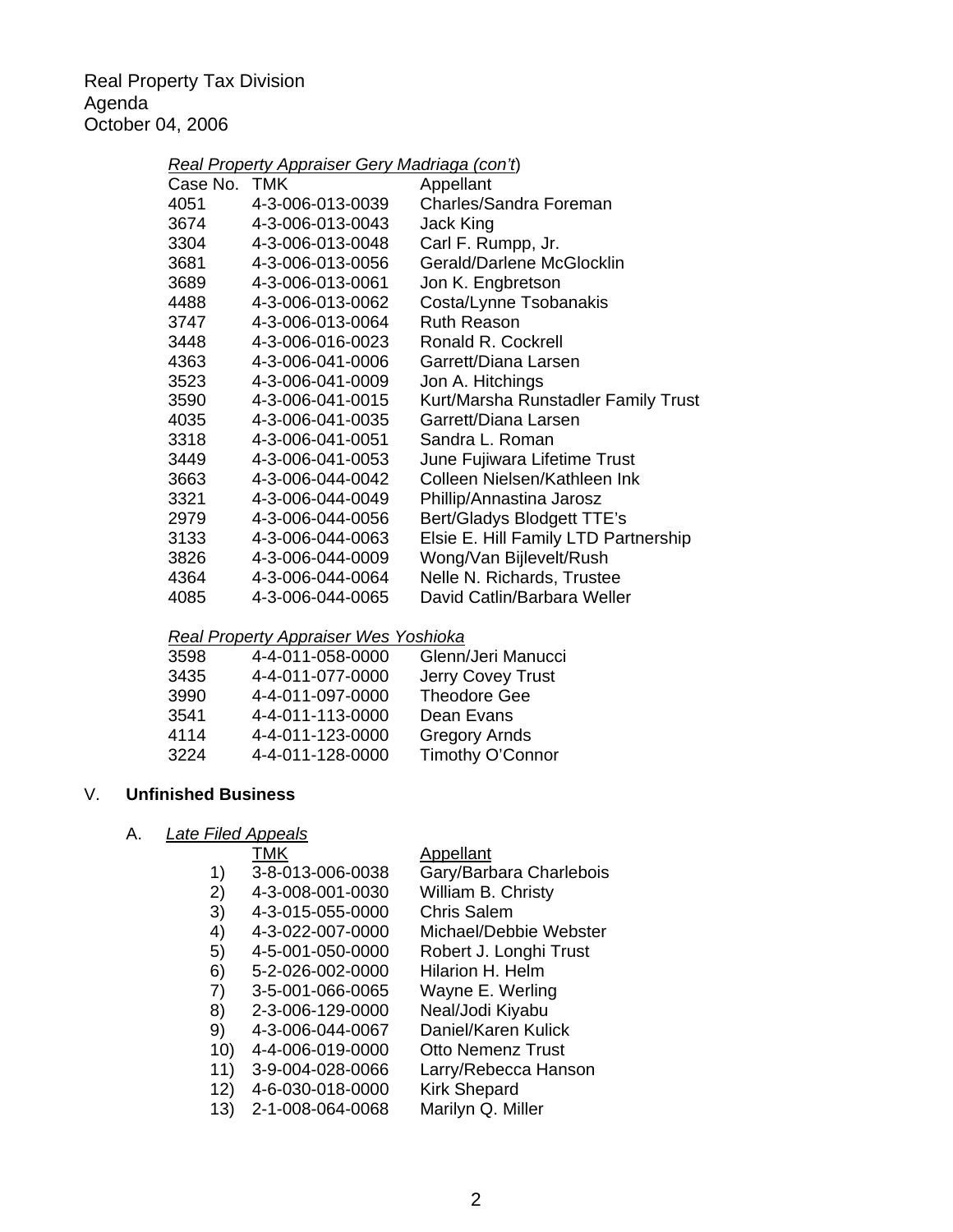Real Property Tax Division
Agenda
October 04, 2006

*Real Property Appraiser Gery Madriaga (con't)*

| Case No. | TMK | Appellant |
|---|---|---|
| 4051 | 4-3-006-013-0039 | Charles/Sandra Foreman |
| 3674 | 4-3-006-013-0043 | Jack King |
| 3304 | 4-3-006-013-0048 | Carl F. Rumpp, Jr. |
| 3681 | 4-3-006-013-0056 | Gerald/Darlene McGlocklin |
| 3689 | 4-3-006-013-0061 | Jon K. Engbretson |
| 4488 | 4-3-006-013-0062 | Costa/Lynne Tsobanakis |
| 3747 | 4-3-006-013-0064 | Ruth Reason |
| 3448 | 4-3-006-016-0023 | Ronald R. Cockrell |
| 4363 | 4-3-006-041-0006 | Garrett/Diana Larsen |
| 3523 | 4-3-006-041-0009 | Jon A. Hitchings |
| 3590 | 4-3-006-041-0015 | Kurt/Marsha Runstadler Family Trust |
| 4035 | 4-3-006-041-0035 | Garrett/Diana Larsen |
| 3318 | 4-3-006-041-0051 | Sandra L. Roman |
| 3449 | 4-3-006-041-0053 | June Fujiwara Lifetime Trust |
| 3663 | 4-3-006-044-0042 | Colleen Nielsen/Kathleen Ink |
| 3321 | 4-3-006-044-0049 | Phillip/Annastina Jarosz |
| 2979 | 4-3-006-044-0056 | Bert/Gladys Blodgett TTE's |
| 3133 | 4-3-006-044-0063 | Elsie E. Hill Family LTD Partnership |
| 3826 | 4-3-006-044-0009 | Wong/Van Bijlevelt/Rush |
| 4364 | 4-3-006-044-0064 | Nelle N. Richards, Trustee |
| 4085 | 4-3-006-044-0065 | David Catlin/Barbara Weller |

*Real Property Appraiser Wes Yoshioka*

| Case No. | TMK | Appellant |
|---|---|---|
| 3598 | 4-4-011-058-0000 | Glenn/Jeri Manucci |
| 3435 | 4-4-011-077-0000 | Jerry Covey Trust |
| 3990 | 4-4-011-097-0000 | Theodore Gee |
| 3541 | 4-4-011-113-0000 | Dean Evans |
| 4114 | 4-4-011-123-0000 | Gregory Arnds |
| 3224 | 4-4-011-128-0000 | Timothy O'Connor |

## V. **Unfinished Business**

A. *Late Filed Appeals*

| | TMK | Appellant |
|---|---|---|
| 1) | 3-8-013-006-0038 | Gary/Barbara Charlebois |
| 2) | 4-3-008-001-0030 | William B. Christy |
| 3) | 4-3-015-055-0000 | Chris Salem |
| 4) | 4-3-022-007-0000 | Michael/Debbie Webster |
| 5) | 4-5-001-050-0000 | Robert J. Longhi Trust |
| 6) | 5-2-026-002-0000 | Hilarion H. Helm |
| 7) | 3-5-001-066-0065 | Wayne E. Werling |
| 8) | 2-3-006-129-0000 | Neal/Jodi Kiyabu |
| 9) | 4-3-006-044-0067 | Daniel/Karen Kulick |
| 10) | 4-4-006-019-0000 | Otto Nemenz Trust |
| 11) | 3-9-004-028-0066 | Larry/Rebecca Hanson |
| 12) | 4-6-030-018-0000 | Kirk Shepard |
| 13) | 2-1-008-064-0068 | Marilyn Q. Miller |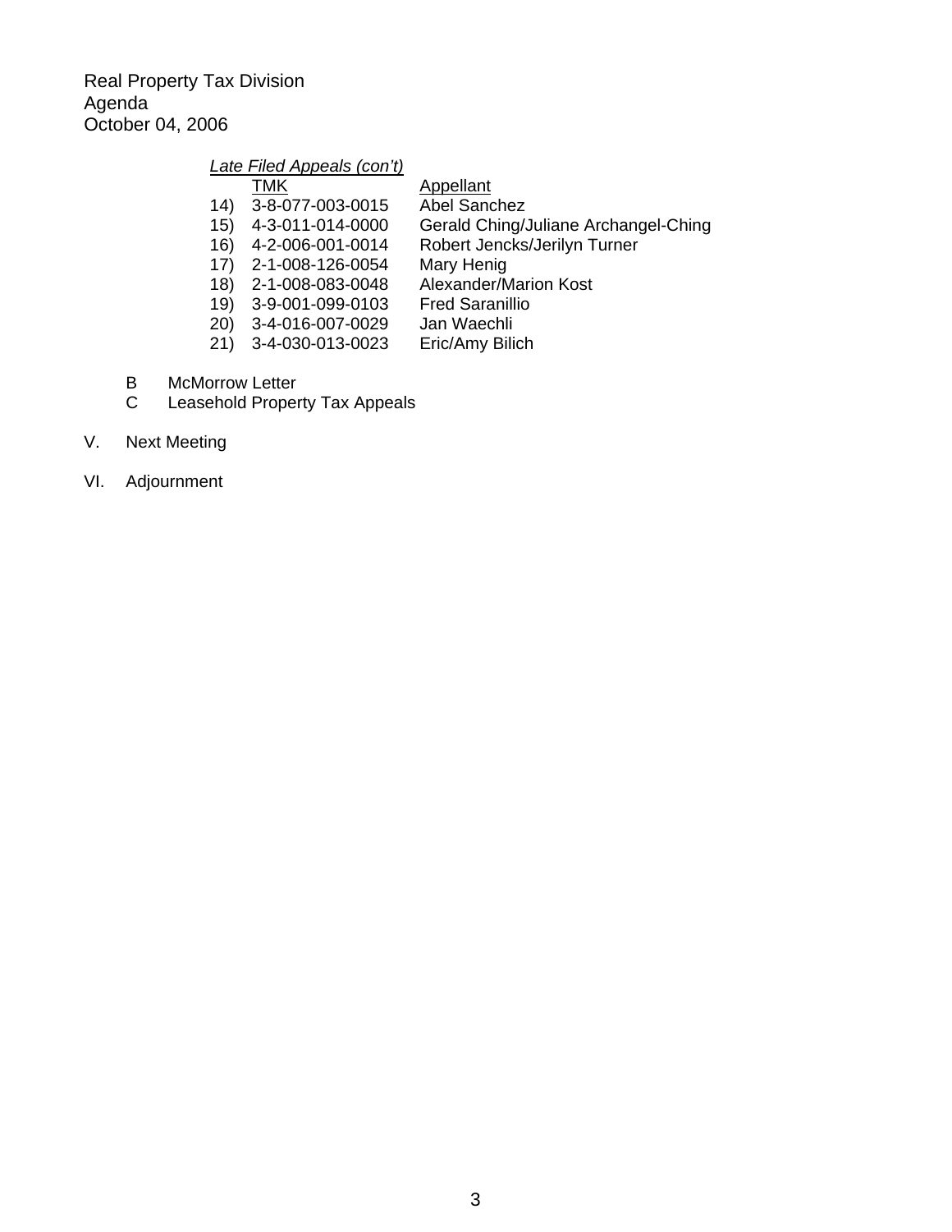Real Property Tax Division
Agenda
October 04, 2006

*Late Filed Appeals (con't)*

| | TMK | Appellant |
|---|---|---|
| 14) | 3-8-077-003-0015 | Abel Sanchez |
| 15) | 4-3-011-014-0000 | Gerald Ching/Juliane Archangel-Ching |
| 16) | 4-2-006-001-0014 | Robert Jencks/Jerilyn Turner |
| 17) | 2-1-008-126-0054 | Mary Henig |
| 18) | 2-1-008-083-0048 | Alexander/Marion Kost |
| 19) | 3-9-001-099-0103 | Fred Saranillio |
| 20) | 3-4-016-007-0029 | Jan Waechli |
| 21) | 3-4-030-013-0023 | Eric/Amy Bilich |

B McMorrow Letter

C Leasehold Property Tax Appeals

V. Next Meeting

VI. Adjournment